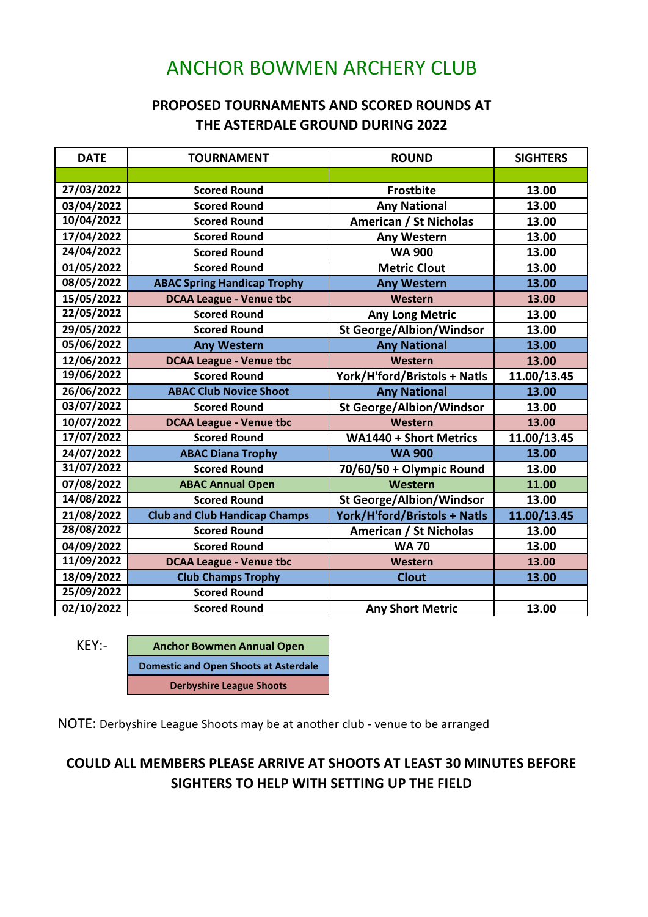# ANCHOR BOWMEN ARCHERY CLUB

## PROPOSED TOURNAMENTS AND SCORED ROUNDS AT THE ASTERDALE GROUND DURING 2022

| DATE | TOURNAMENT | ROUND | SIGHTERS |
|---|---|---|---|
| | | | |
| 27/03/2022 | Scored Round | Frostbite | 13.00 |
| 03/04/2022 | Scored Round | Any National | 13.00 |
| 10/04/2022 | Scored Round | American / St Nicholas | 13.00 |
| 17/04/2022 | Scored Round | Any Western | 13.00 |
| 24/04/2022 | Scored Round | WA 900 | 13.00 |
| 01/05/2022 | Scored Round | Metric Clout | 13.00 |
| 08/05/2022 | ABAC Spring Handicap Trophy | Any Western | 13.00 |
| 15/05/2022 | DCAA League - Venue tbc | Western | 13.00 |
| 22/05/2022 | Scored Round | Any Long Metric | 13.00 |
| 29/05/2022 | Scored Round | St George/Albion/Windsor | 13.00 |
| 05/06/2022 | Any Western | Any National | 13.00 |
| 12/06/2022 | DCAA League - Venue tbc | Western | 13.00 |
| 19/06/2022 | Scored Round | York/H'ford/Bristols + Natls | 11.00/13.45 |
| 26/06/2022 | ABAC Club Novice Shoot | Any National | 13.00 |
| 03/07/2022 | Scored Round | St George/Albion/Windsor | 13.00 |
| 10/07/2022 | DCAA League - Venue tbc | Western | 13.00 |
| 17/07/2022 | Scored Round | WA1440 + Short Metrics | 11.00/13.45 |
| 24/07/2022 | ABAC Diana Trophy | WA 900 | 13.00 |
| 31/07/2022 | Scored Round | 70/60/50 + Olympic Round | 13.00 |
| 07/08/2022 | ABAC Annual Open | Western | 11.00 |
| 14/08/2022 | Scored Round | St George/Albion/Windsor | 13.00 |
| 21/08/2022 | Club and Club Handicap Champs | York/H'ford/Bristols + Natls | 11.00/13.45 |
| 28/08/2022 | Scored Round | American / St Nicholas | 13.00 |
| 04/09/2022 | Scored Round | WA 70 | 13.00 |
| 11/09/2022 | DCAA League - Venue tbc | Western | 13.00 |
| 18/09/2022 | Club Champs Trophy | Clout | 13.00 |
| 25/09/2022 | Scored Round | | |
| 02/10/2022 | Scored Round | Any Short Metric | 13.00 |

KEY:-

| |
|---|
| Anchor Bowmen Annual Open |
| Domestic and Open Shoots at Asterdale |
| Derbyshire League Shoots |

NOTE: Derbyshire League Shoots may be at another club - venue to be arranged

**COULD ALL MEMBERS PLEASE ARRIVE AT SHOOTS AT LEAST 30 MINUTES BEFORE SIGHTERS TO HELP WITH SETTING UP THE FIELD**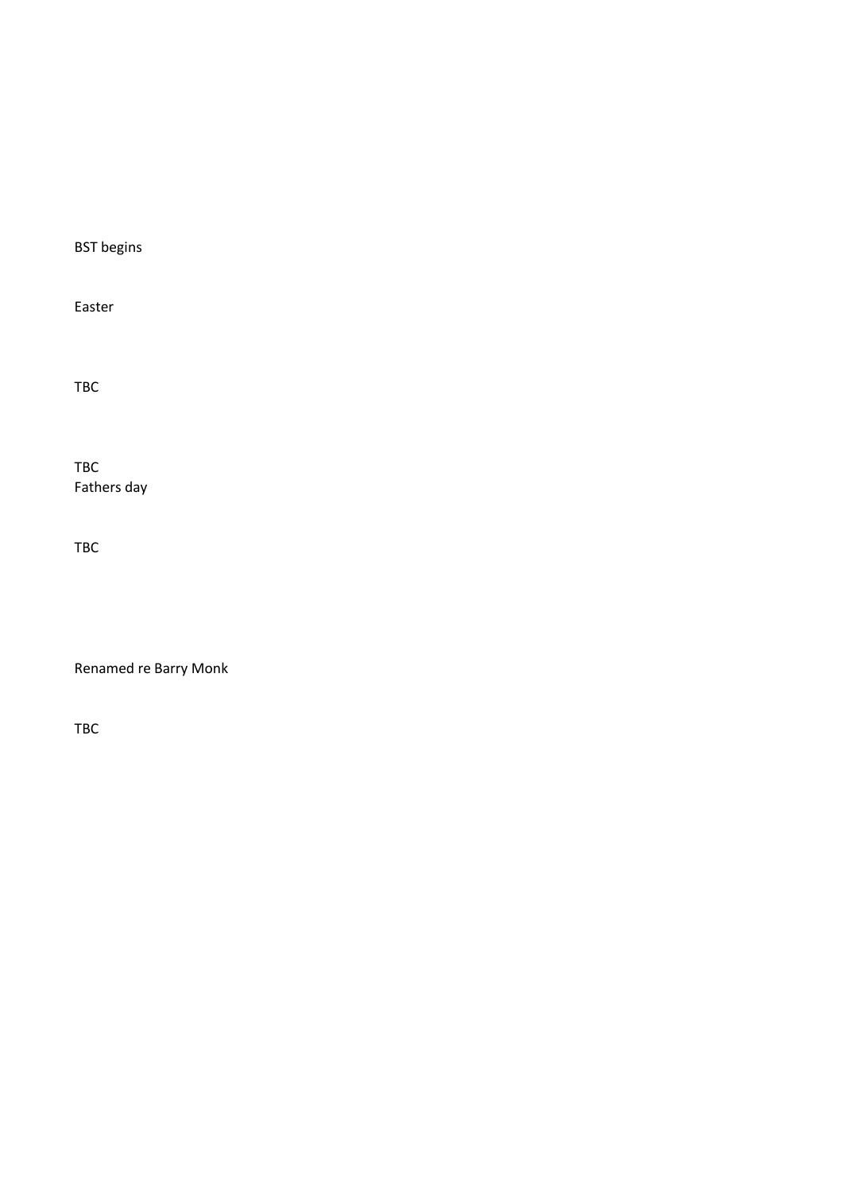BST begins

Easter

TBC

TBC
Fathers day

TBC

Renamed re Barry Monk

TBC